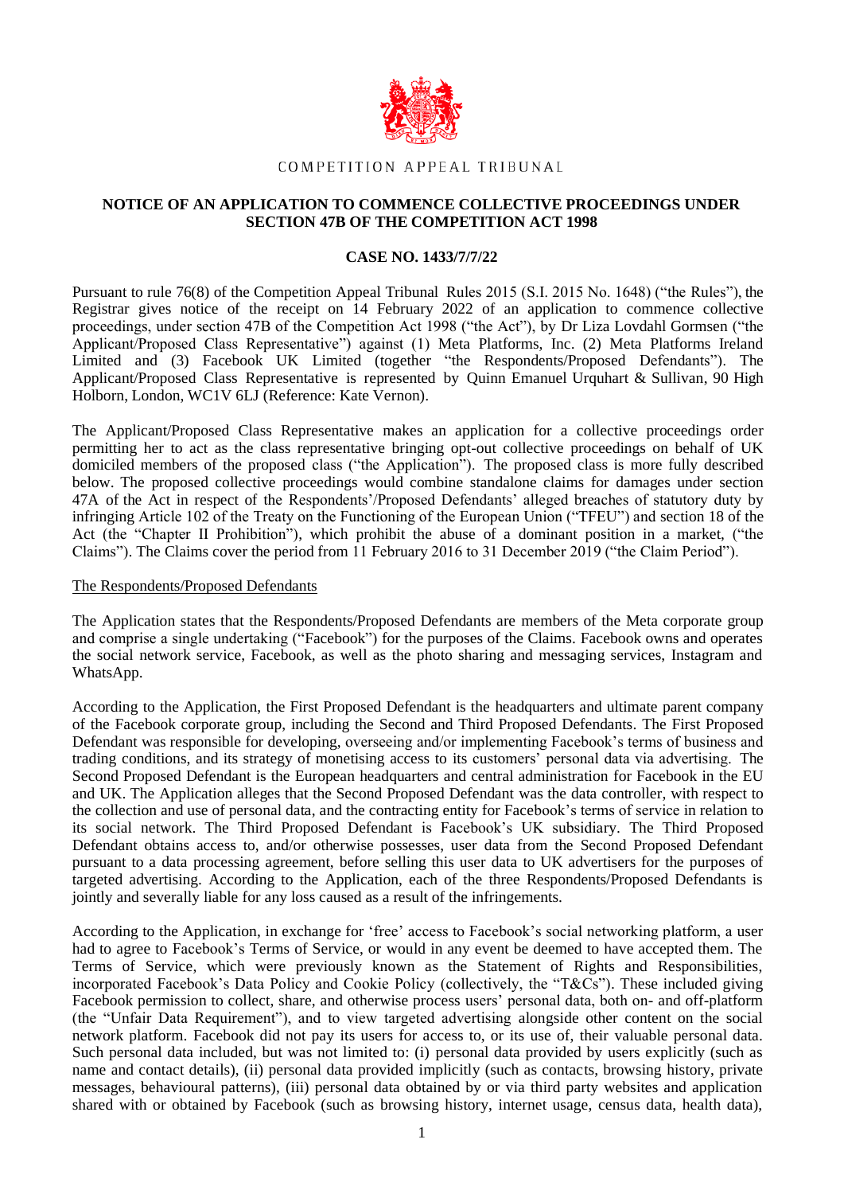COMPETITION APPEAL TRIBUNAL

**NOTICE OF AN APPLICATION TO COMMENCE COLLECTIVE PROCEEDINGS UNDER SECTION 47B OF THE COMPETITION ACT 1998**

**CASE NO. 1433/7/7/22**

Pursuant to rule 76(8) of the Competition Appeal Tribunal Rules 2015 (S.I. 2015 No. 1648) ("the Rules"), the Registrar gives notice of the receipt on 14 February 2022 of an application to commence collective proceedings, under section 47B of the Competition Act 1998 ("the Act"), by Dr Liza Lovdahl Gormsen ("the Applicant/Proposed Class Representative") against (1) Meta Platforms, Inc. (2) Meta Platforms Ireland Limited and (3) Facebook UK Limited (together "the Respondents/Proposed Defendants"). The Applicant/Proposed Class Representative is represented by Quinn Emanuel Urquhart & Sullivan, 90 High Holborn, London, WC1V 6LJ (Reference: Kate Vernon).

The Applicant/Proposed Class Representative makes an application for a collective proceedings order permitting her to act as the class representative bringing opt-out collective proceedings on behalf of UK domiciled members of the proposed class ("the Application"). The proposed class is more fully described below. The proposed collective proceedings would combine standalone claims for damages under section 47A of the Act in respect of the Respondents'/Proposed Defendants' alleged breaches of statutory duty by infringing Article 102 of the Treaty on the Functioning of the European Union ("TFEU") and section 18 of the Act (the "Chapter II Prohibition"), which prohibit the abuse of a dominant position in a market, ("the Claims"). The Claims cover the period from 11 February 2016 to 31 December 2019 ("the Claim Period").

## The Respondents/Proposed Defendants

The Application states that the Respondents/Proposed Defendants are members of the Meta corporate group and comprise a single undertaking ("Facebook") for the purposes of the Claims. Facebook owns and operates the social network service, Facebook, as well as the photo sharing and messaging services, Instagram and WhatsApp.

According to the Application, the First Proposed Defendant is the headquarters and ultimate parent company of the Facebook corporate group, including the Second and Third Proposed Defendants. The First Proposed Defendant was responsible for developing, overseeing and/or implementing Facebook's terms of business and trading conditions, and its strategy of monetising access to its customers' personal data via advertising. The Second Proposed Defendant is the European headquarters and central administration for Facebook in the EU and UK. The Application alleges that the Second Proposed Defendant was the data controller, with respect to the collection and use of personal data, and the contracting entity for Facebook's terms of service in relation to its social network. The Third Proposed Defendant is Facebook's UK subsidiary. The Third Proposed Defendant obtains access to, and/or otherwise possesses, user data from the Second Proposed Defendant pursuant to a data processing agreement, before selling this user data to UK advertisers for the purposes of targeted advertising. According to the Application, each of the three Respondents/Proposed Defendants is jointly and severally liable for any loss caused as a result of the infringements.

According to the Application, in exchange for 'free' access to Facebook's social networking platform, a user had to agree to Facebook's Terms of Service, or would in any event be deemed to have accepted them. The Terms of Service, which were previously known as the Statement of Rights and Responsibilities, incorporated Facebook's Data Policy and Cookie Policy (collectively, the "T&Cs"). These included giving Facebook permission to collect, share, and otherwise process users' personal data, both on- and off-platform (the "Unfair Data Requirement"), and to view targeted advertising alongside other content on the social network platform. Facebook did not pay its users for access to, or its use of, their valuable personal data. Such personal data included, but was not limited to: (i) personal data provided by users explicitly (such as name and contact details), (ii) personal data provided implicitly (such as contacts, browsing history, private messages, behavioural patterns), (iii) personal data obtained by or via third party websites and application shared with or obtained by Facebook (such as browsing history, internet usage, census data, health data),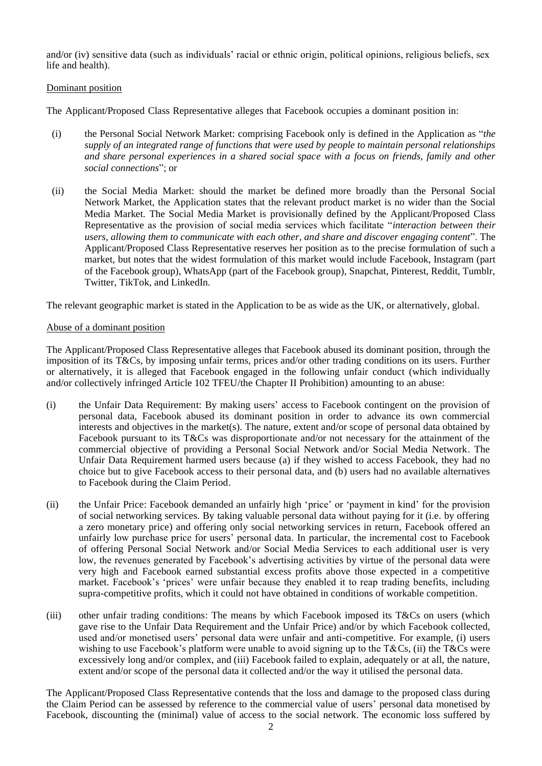and/or (iv) sensitive data (such as individuals' racial or ethnic origin, political opinions, religious beliefs, sex life and health).

Dominant position

The Applicant/Proposed Class Representative alleges that Facebook occupies a dominant position in:

(i) the Personal Social Network Market: comprising Facebook only is defined in the Application as "*the supply of an integrated range of functions that were used by people to maintain personal relationships and share personal experiences in a shared social space with a focus on friends, family and other social connections*"; or

(ii) the Social Media Market: should the market be defined more broadly than the Personal Social Network Market, the Application states that the relevant product market is no wider than the Social Media Market. The Social Media Market is provisionally defined by the Applicant/Proposed Class Representative as the provision of social media services which facilitate "*interaction between their users, allowing them to communicate with each other, and share and discover engaging content*". The Applicant/Proposed Class Representative reserves her position as to the precise formulation of such a market, but notes that the widest formulation of this market would include Facebook, Instagram (part of the Facebook group), WhatsApp (part of the Facebook group), Snapchat, Pinterest, Reddit, Tumblr, Twitter, TikTok, and LinkedIn.

The relevant geographic market is stated in the Application to be as wide as the UK, or alternatively, global.

Abuse of a dominant position

The Applicant/Proposed Class Representative alleges that Facebook abused its dominant position, through the imposition of its T&Cs, by imposing unfair terms, prices and/or other trading conditions on its users. Further or alternatively, it is alleged that Facebook engaged in the following unfair conduct (which individually and/or collectively infringed Article 102 TFEU/the Chapter II Prohibition) amounting to an abuse:

(i) the Unfair Data Requirement: By making users' access to Facebook contingent on the provision of personal data, Facebook abused its dominant position in order to advance its own commercial interests and objectives in the market(s). The nature, extent and/or scope of personal data obtained by Facebook pursuant to its T&Cs was disproportionate and/or not necessary for the attainment of the commercial objective of providing a Personal Social Network and/or Social Media Network. The Unfair Data Requirement harmed users because (a) if they wished to access Facebook, they had no choice but to give Facebook access to their personal data, and (b) users had no available alternatives to Facebook during the Claim Period.

(ii) the Unfair Price: Facebook demanded an unfairly high 'price' or 'payment in kind' for the provision of social networking services. By taking valuable personal data without paying for it (i.e. by offering a zero monetary price) and offering only social networking services in return, Facebook offered an unfairly low purchase price for users' personal data. In particular, the incremental cost to Facebook of offering Personal Social Network and/or Social Media Services to each additional user is very low, the revenues generated by Facebook's advertising activities by virtue of the personal data were very high and Facebook earned substantial excess profits above those expected in a competitive market. Facebook's 'prices' were unfair because they enabled it to reap trading benefits, including supra-competitive profits, which it could not have obtained in conditions of workable competition.

(iii) other unfair trading conditions: The means by which Facebook imposed its T&Cs on users (which gave rise to the Unfair Data Requirement and the Unfair Price) and/or by which Facebook collected, used and/or monetised users' personal data were unfair and anti-competitive. For example, (i) users wishing to use Facebook's platform were unable to avoid signing up to the T&Cs, (ii) the T&Cs were excessively long and/or complex, and (iii) Facebook failed to explain, adequately or at all, the nature, extent and/or scope of the personal data it collected and/or the way it utilised the personal data.

The Applicant/Proposed Class Representative contends that the loss and damage to the proposed class during the Claim Period can be assessed by reference to the commercial value of users' personal data monetised by Facebook, discounting the (minimal) value of access to the social network. The economic loss suffered by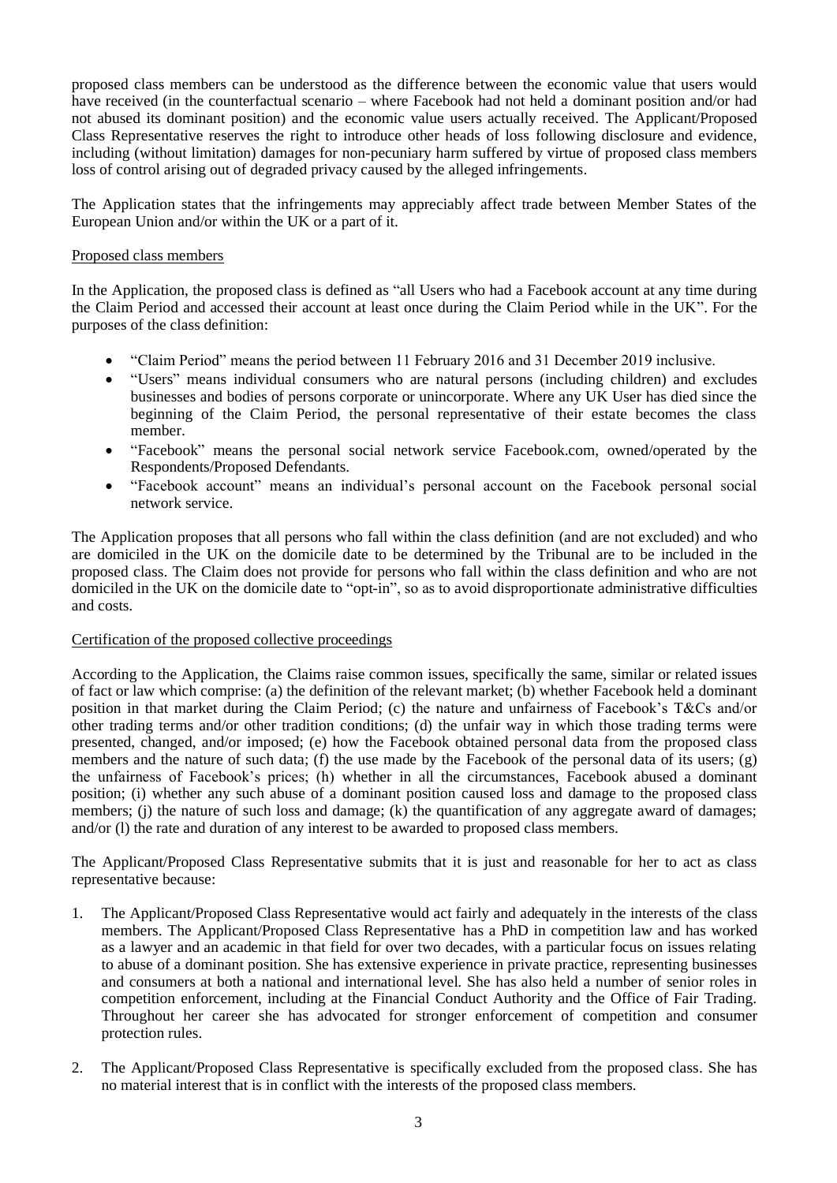proposed class members can be understood as the difference between the economic value that users would have received (in the counterfactual scenario – where Facebook had not held a dominant position and/or had not abused its dominant position) and the economic value users actually received. The Applicant/Proposed Class Representative reserves the right to introduce other heads of loss following disclosure and evidence, including (without limitation) damages for non-pecuniary harm suffered by virtue of proposed class members loss of control arising out of degraded privacy caused by the alleged infringements.

The Application states that the infringements may appreciably affect trade between Member States of the European Union and/or within the UK or a part of it.

Proposed class members

In the Application, the proposed class is defined as "all Users who had a Facebook account at any time during the Claim Period and accessed their account at least once during the Claim Period while in the UK". For the purposes of the class definition:

- "Claim Period" means the period between 11 February 2016 and 31 December 2019 inclusive.
- "Users" means individual consumers who are natural persons (including children) and excludes businesses and bodies of persons corporate or unincorporate. Where any UK User has died since the beginning of the Claim Period, the personal representative of their estate becomes the class member.
- "Facebook" means the personal social network service Facebook.com, owned/operated by the Respondents/Proposed Defendants.
- "Facebook account" means an individual's personal account on the Facebook personal social network service.

The Application proposes that all persons who fall within the class definition (and are not excluded) and who are domiciled in the UK on the domicile date to be determined by the Tribunal are to be included in the proposed class. The Claim does not provide for persons who fall within the class definition and who are not domiciled in the UK on the domicile date to "opt-in", so as to avoid disproportionate administrative difficulties and costs.

Certification of the proposed collective proceedings

According to the Application, the Claims raise common issues, specifically the same, similar or related issues of fact or law which comprise: (a) the definition of the relevant market; (b) whether Facebook held a dominant position in that market during the Claim Period; (c) the nature and unfairness of Facebook's T&Cs and/or other trading terms and/or other tradition conditions; (d) the unfair way in which those trading terms were presented, changed, and/or imposed; (e) how the Facebook obtained personal data from the proposed class members and the nature of such data; (f) the use made by the Facebook of the personal data of its users; (g) the unfairness of Facebook's prices; (h) whether in all the circumstances, Facebook abused a dominant position; (i) whether any such abuse of a dominant position caused loss and damage to the proposed class members; (j) the nature of such loss and damage; (k) the quantification of any aggregate award of damages; and/or (l) the rate and duration of any interest to be awarded to proposed class members.

The Applicant/Proposed Class Representative submits that it is just and reasonable for her to act as class representative because:

1. The Applicant/Proposed Class Representative would act fairly and adequately in the interests of the class members. The Applicant/Proposed Class Representative has a PhD in competition law and has worked as a lawyer and an academic in that field for over two decades, with a particular focus on issues relating to abuse of a dominant position. She has extensive experience in private practice, representing businesses and consumers at both a national and international level. She has also held a number of senior roles in competition enforcement, including at the Financial Conduct Authority and the Office of Fair Trading. Throughout her career she has advocated for stronger enforcement of competition and consumer protection rules.

2. The Applicant/Proposed Class Representative is specifically excluded from the proposed class. She has no material interest that is in conflict with the interests of the proposed class members.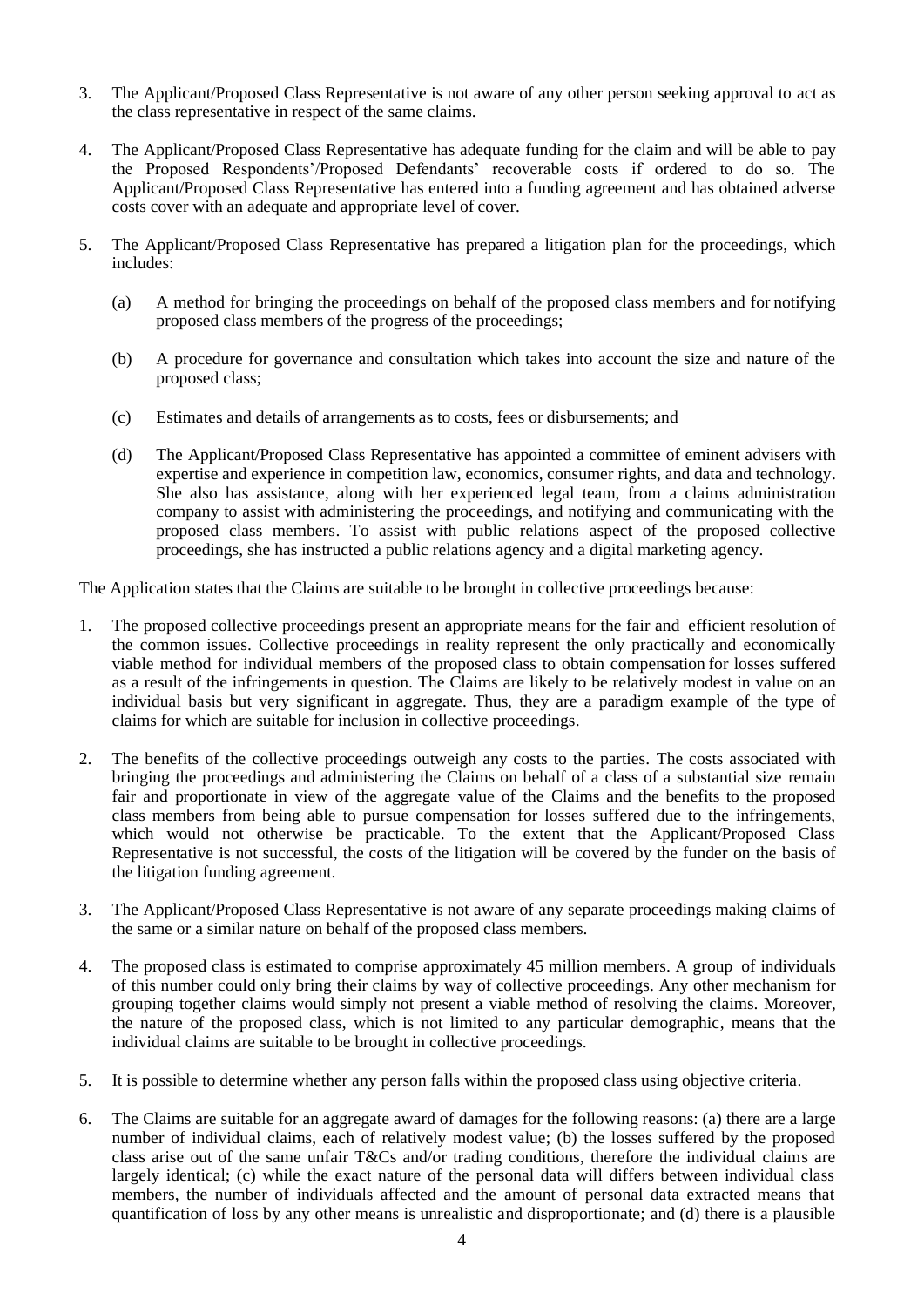3. The Applicant/Proposed Class Representative is not aware of any other person seeking approval to act as the class representative in respect of the same claims.

4. The Applicant/Proposed Class Representative has adequate funding for the claim and will be able to pay the Proposed Respondents'/Proposed Defendants' recoverable costs if ordered to do so. The Applicant/Proposed Class Representative has entered into a funding agreement and has obtained adverse costs cover with an adequate and appropriate level of cover.

5. The Applicant/Proposed Class Representative has prepared a litigation plan for the proceedings, which includes:

   (a) A method for bringing the proceedings on behalf of the proposed class members and for notifying proposed class members of the progress of the proceedings;

   (b) A procedure for governance and consultation which takes into account the size and nature of the proposed class;

   (c) Estimates and details of arrangements as to costs, fees or disbursements; and

   (d) The Applicant/Proposed Class Representative has appointed a committee of eminent advisers with expertise and experience in competition law, economics, consumer rights, and data and technology. She also has assistance, along with her experienced legal team, from a claims administration company to assist with administering the proceedings, and notifying and communicating with the proposed class members. To assist with public relations aspect of the proposed collective proceedings, she has instructed a public relations agency and a digital marketing agency.

The Application states that the Claims are suitable to be brought in collective proceedings because:

1. The proposed collective proceedings present an appropriate means for the fair and efficient resolution of the common issues. Collective proceedings in reality represent the only practically and economically viable method for individual members of the proposed class to obtain compensation for losses suffered as a result of the infringements in question. The Claims are likely to be relatively modest in value on an individual basis but very significant in aggregate. Thus, they are a paradigm example of the type of claims for which are suitable for inclusion in collective proceedings.

2. The benefits of the collective proceedings outweigh any costs to the parties. The costs associated with bringing the proceedings and administering the Claims on behalf of a class of a substantial size remain fair and proportionate in view of the aggregate value of the Claims and the benefits to the proposed class members from being able to pursue compensation for losses suffered due to the infringements, which would not otherwise be practicable. To the extent that the Applicant/Proposed Class Representative is not successful, the costs of the litigation will be covered by the funder on the basis of the litigation funding agreement.

3. The Applicant/Proposed Class Representative is not aware of any separate proceedings making claims of the same or a similar nature on behalf of the proposed class members.

4. The proposed class is estimated to comprise approximately 45 million members. A group of individuals of this number could only bring their claims by way of collective proceedings. Any other mechanism for grouping together claims would simply not present a viable method of resolving the claims. Moreover, the nature of the proposed class, which is not limited to any particular demographic, means that the individual claims are suitable to be brought in collective proceedings.

5. It is possible to determine whether any person falls within the proposed class using objective criteria.

6. The Claims are suitable for an aggregate award of damages for the following reasons: (a) there are a large number of individual claims, each of relatively modest value; (b) the losses suffered by the proposed class arise out of the same unfair T&Cs and/or trading conditions, therefore the individual claims are largely identical; (c) while the exact nature of the personal data will differs between individual class members, the number of individuals affected and the amount of personal data extracted means that quantification of loss by any other means is unrealistic and disproportionate; and (d) there is a plausible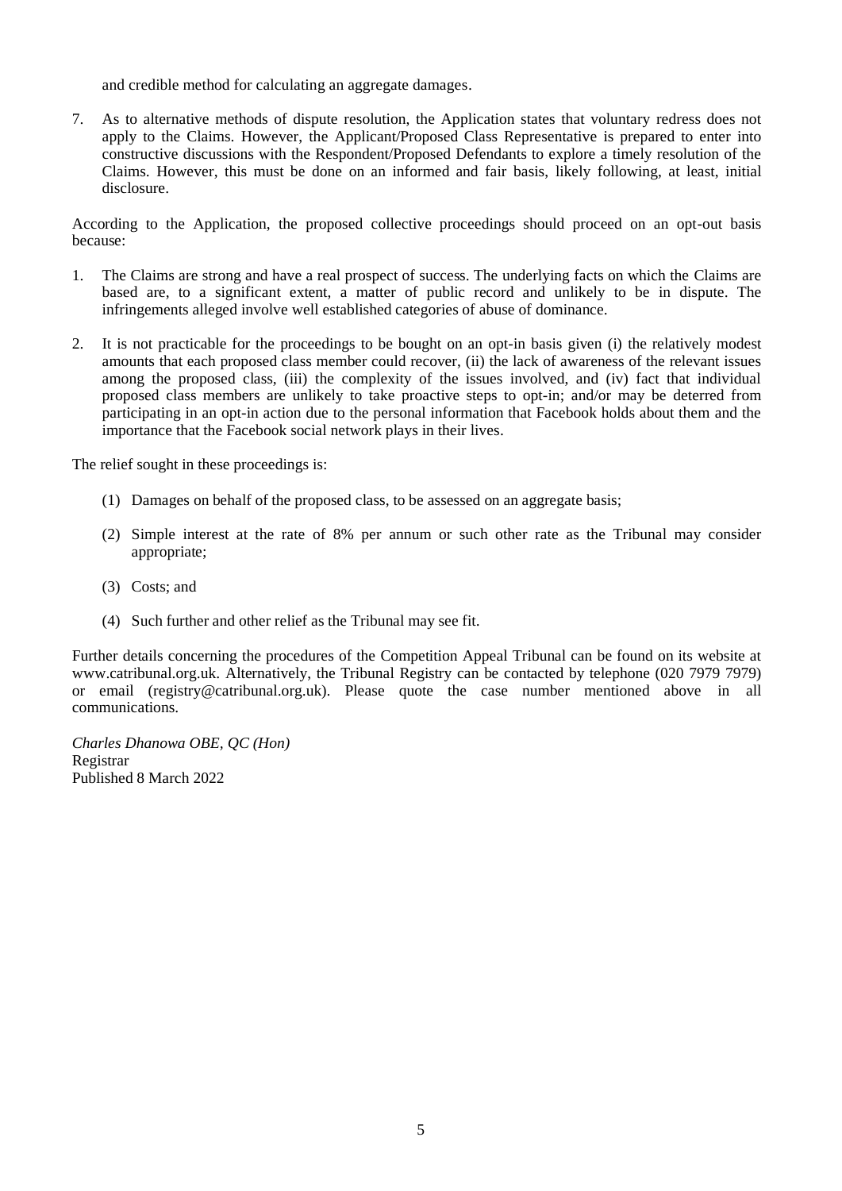and credible method for calculating an aggregate damages.

7. As to alternative methods of dispute resolution, the Application states that voluntary redress does not apply to the Claims. However, the Applicant/Proposed Class Representative is prepared to enter into constructive discussions with the Respondent/Proposed Defendants to explore a timely resolution of the Claims. However, this must be done on an informed and fair basis, likely following, at least, initial disclosure.

According to the Application, the proposed collective proceedings should proceed on an opt-out basis because:

1. The Claims are strong and have a real prospect of success. The underlying facts on which the Claims are based are, to a significant extent, a matter of public record and unlikely to be in dispute. The infringements alleged involve well established categories of abuse of dominance.

2. It is not practicable for the proceedings to be bought on an opt-in basis given (i) the relatively modest amounts that each proposed class member could recover, (ii) the lack of awareness of the relevant issues among the proposed class, (iii) the complexity of the issues involved, and (iv) fact that individual proposed class members are unlikely to take proactive steps to opt-in; and/or may be deterred from participating in an opt-in action due to the personal information that Facebook holds about them and the importance that the Facebook social network plays in their lives.

The relief sought in these proceedings is:

(1) Damages on behalf of the proposed class, to be assessed on an aggregate basis;

(2) Simple interest at the rate of 8% per annum or such other rate as the Tribunal may consider appropriate;

(3) Costs; and

(4) Such further and other relief as the Tribunal may see fit.

Further details concerning the procedures of the Competition Appeal Tribunal can be found on its website at www.catribunal.org.uk. Alternatively, the Tribunal Registry can be contacted by telephone (020 7979 7979) or email (registry@catribunal.org.uk). Please quote the case number mentioned above in all communications.

*Charles Dhanowa OBE, QC (Hon)*
Registrar
Published 8 March 2022